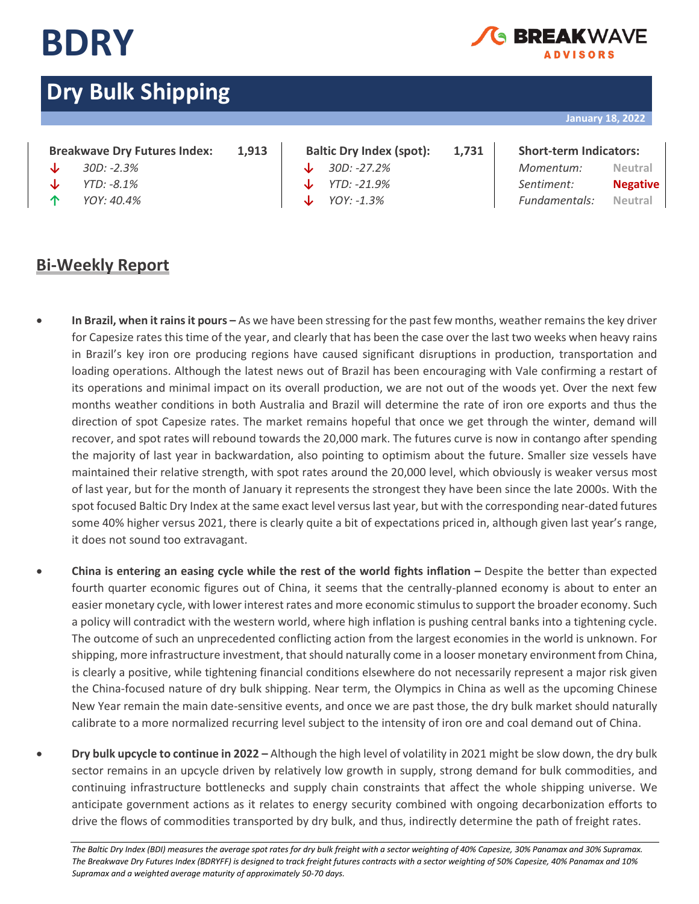# BDRY

BREAKWAVE ADVISORS

## Dry Bulk Shipping

January 18, 2022

| Breakwave Dry Futures Index: | 1,913 | Baltic Dry Index (spot): | 1,731 | Short-term Indicators: | |
|---|---|---|---|---|---|
| ↓ *30D: -2.3%* | | ↓ *30D: -27.2%* | | *Momentum:* | Neutral |
| ↓ *YTD: -8.1%* | | ↓ *YTD: -21.9%* | | *Sentiment:* | **Negative** |
| ↑ *YOY: 40.4%* | | ↓ *YOY: -1.3%* | | *Fundamentals:* | Neutral |

## Bi-Weekly Report

- **In Brazil, when it rains it pours –** As we have been stressing for the past few months, weather remains the key driver for Capesize rates this time of the year, and clearly that has been the case over the last two weeks when heavy rains in Brazil's key iron ore producing regions have caused significant disruptions in production, transportation and loading operations. Although the latest news out of Brazil has been encouraging with Vale confirming a restart of its operations and minimal impact on its overall production, we are not out of the woods yet. Over the next few months weather conditions in both Australia and Brazil will determine the rate of iron ore exports and thus the direction of spot Capesize rates. The market remains hopeful that once we get through the winter, demand will recover, and spot rates will rebound towards the 20,000 mark. The futures curve is now in contango after spending the majority of last year in backwardation, also pointing to optimism about the future. Smaller size vessels have maintained their relative strength, with spot rates around the 20,000 level, which obviously is weaker versus most of last year, but for the month of January it represents the strongest they have been since the late 2000s. With the spot focused Baltic Dry Index at the same exact level versus last year, but with the corresponding near-dated futures some 40% higher versus 2021, there is clearly quite a bit of expectations priced in, although given last year's range, it does not sound too extravagant.

- **China is entering an easing cycle while the rest of the world fights inflation –** Despite the better than expected fourth quarter economic figures out of China, it seems that the centrally-planned economy is about to enter an easier monetary cycle, with lower interest rates and more economic stimulus to support the broader economy. Such a policy will contradict with the western world, where high inflation is pushing central banks into a tightening cycle. The outcome of such an unprecedented conflicting action from the largest economies in the world is unknown. For shipping, more infrastructure investment, that should naturally come in a looser monetary environment from China, is clearly a positive, while tightening financial conditions elsewhere do not necessarily represent a major risk given the China-focused nature of dry bulk shipping. Near term, the Olympics in China as well as the upcoming Chinese New Year remain the main date-sensitive events, and once we are past those, the dry bulk market should naturally calibrate to a more normalized recurring level subject to the intensity of iron ore and coal demand out of China.

- **Dry bulk upcycle to continue in 2022 –** Although the high level of volatility in 2021 might be slow down, the dry bulk sector remains in an upcycle driven by relatively low growth in supply, strong demand for bulk commodities, and continuing infrastructure bottlenecks and supply chain constraints that affect the whole shipping universe. We anticipate government actions as it relates to energy security combined with ongoing decarbonization efforts to drive the flows of commodities transported by dry bulk, and thus, indirectly determine the path of freight rates.

*The Baltic Dry Index (BDI) measures the average spot rates for dry bulk freight with a sector weighting of 40% Capesize, 30% Panamax and 30% Supramax. The Breakwave Dry Futures Index (BDRYFF) is designed to track freight futures contracts with a sector weighting of 50% Capesize, 40% Panamax and 10% Supramax and a weighted average maturity of approximately 50-70 days.*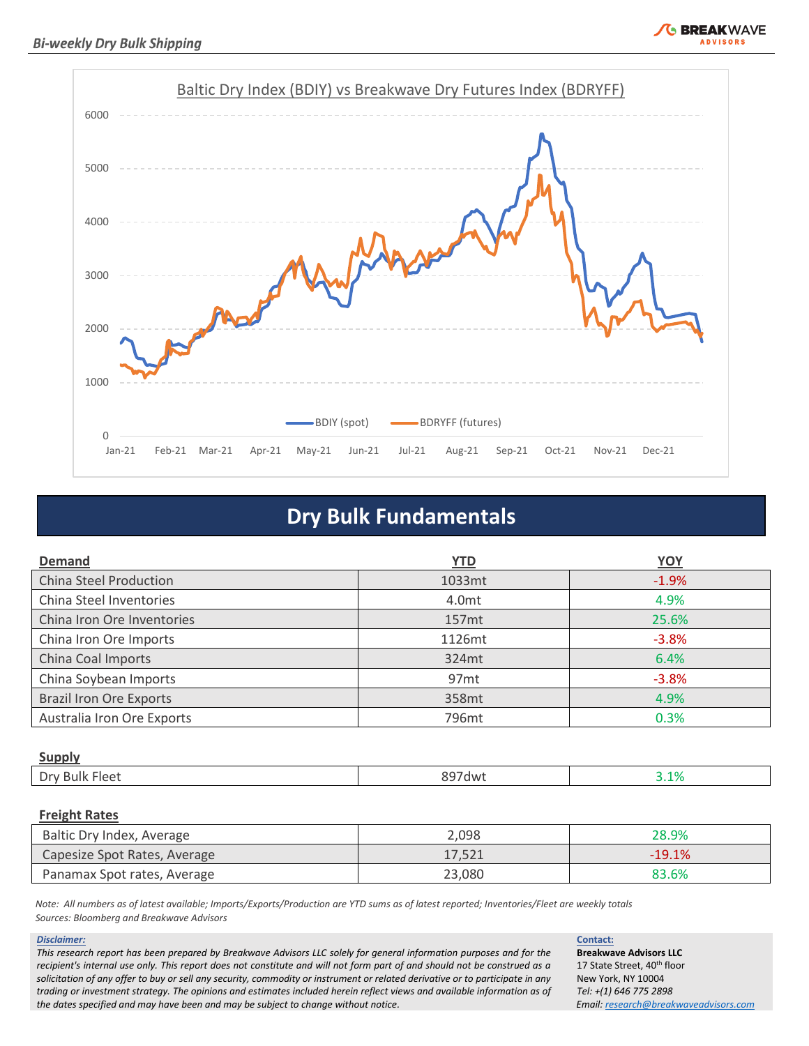## Baltic Dry Index (BDIY) vs Breakwave Dry Futures Index (BDRYFF)

6000
5000
4000
3000
2000
1000
0

Jan-21 Feb-21 Mar-21 Apr-21 May-21 Jun-21 Jul-21 Aug-21 Sep-21 Oct-21 Nov-21 Dec-21

BDIY (spot) BDRYFF (futures)

# Dry Bulk Fundamentals

| Demand | YTD | YOY |
|---|---|---|
| China Steel Production | 1033mt | -1.9% |
| China Steel Inventories | 4.0mt | 4.9% |
| China Iron Ore Inventories | 157mt | 25.6% |
| China Iron Ore Imports | 1126mt | -3.8% |
| China Coal Imports | 324mt | 6.4% |
| China Soybean Imports | 97mt | -3.8% |
| Brazil Iron Ore Exports | 358mt | 4.9% |
| Australia Iron Ore Exports | 796mt | 0.3% |

**Supply**

| | | |
|---|---|---|
| Dry Bulk Fleet | 897dwt | 3.1% |

**Freight Rates**

| | | |
|---|---|---|
| Baltic Dry Index, Average | 2,098 | 28.9% |
| Capesize Spot Rates, Average | 17,521 | -19.1% |
| Panamax Spot rates, Average | 23,080 | 83.6% |

*Note: All numbers as of latest available; Imports/Exports/Production are YTD sums as of latest reported; Inventories/Fleet are weekly totals*
*Sources: Bloomberg and Breakwave Advisors*

**Disclaimer:**
*This research report has been prepared by Breakwave Advisors LLC solely for general information purposes and for the recipient's internal use only. This report does not constitute and will not form part of and should not be construed as a solicitation of any offer to buy or sell any security, commodity or instrument or related derivative or to participate in any trading or investment strategy. The opinions and estimates included herein reflect views and available information as of the dates specified and may have been and may be subject to change without notice.*

**Contact:**
**Breakwave Advisors LLC**
17 State Street, 40th floor
New York, NY 10004
*Tel: +(1) 646 775 2898*
*Email: research@breakwaveadvisors.com*